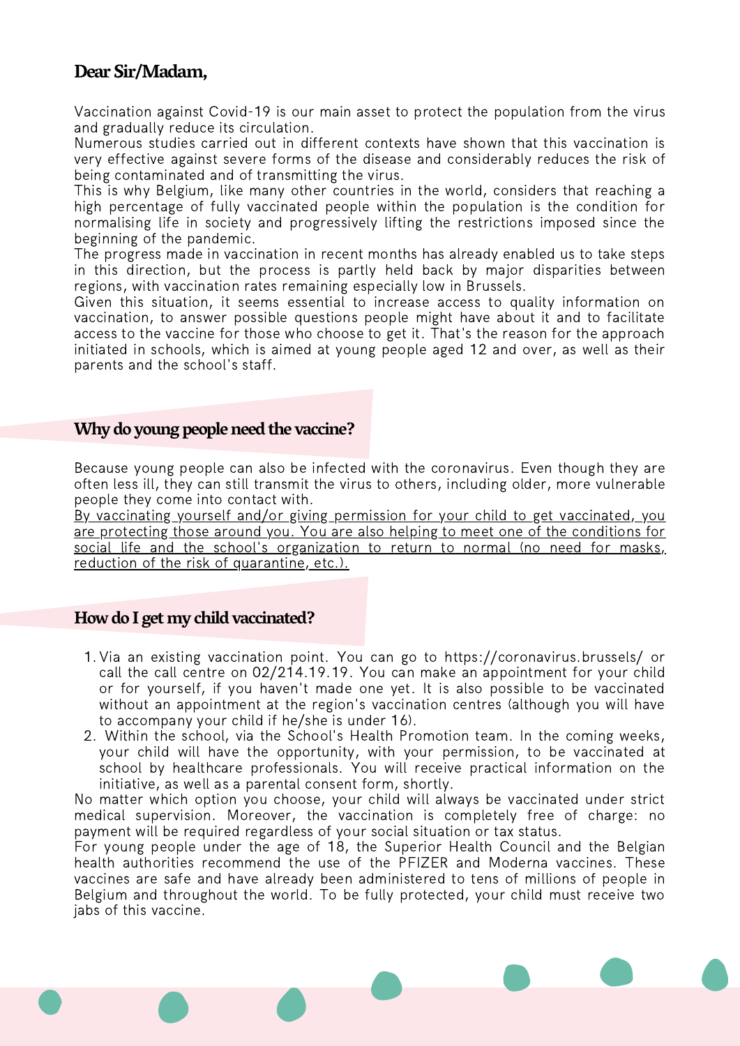## Dear Sir/Madam,

Vaccination against Covid-19 is our main asset to protect the population from the virus and gradually reduce its circulation.
Numerous studies carried out in different contexts have shown that this vaccination is very effective against severe forms of the disease and considerably reduces the risk of being contaminated and of transmitting the virus.
This is why Belgium, like many other countries in the world, considers that reaching a high percentage of fully vaccinated people within the population is the condition for normalising life in society and progressively lifting the restrictions imposed since the beginning of the pandemic.
The progress made in vaccination in recent months has already enabled us to take steps in this direction, but the process is partly held back by major disparities between regions, with vaccination rates remaining especially low in Brussels.
Given this situation, it seems essential to increase access to quality information on vaccination, to answer possible questions people might have about it and to facilitate access to the vaccine for those who choose to get it. That's the reason for the approach initiated in schools, which is aimed at young people aged 12 and over, as well as their parents and the school's staff.

## Why do young people need the vaccine?

Because young people can also be infected with the coronavirus. Even though they are often less ill, they can still transmit the virus to others, including older, more vulnerable people they come into contact with.
<u>By vaccinating yourself and/or giving permission for your child to get vaccinated, you are protecting those around you. You are also helping to meet one of the conditions for social life and the school's organization to return to normal (no need for masks, reduction of the risk of quarantine, etc.).</u>

## How do I get my child vaccinated?

1. Via an existing vaccination point. You can go to https://coronavirus.brussels/ or call the call centre on 02/214.19.19. You can make an appointment for your child or for yourself, if you haven't made one yet. It is also possible to be vaccinated without an appointment at the region's vaccination centres (although you will have to accompany your child if he/she is under 16).
2. Within the school, via the School's Health Promotion team. In the coming weeks, your child will have the opportunity, with your permission, to be vaccinated at school by healthcare professionals. You will receive practical information on the initiative, as well as a parental consent form, shortly.

No matter which option you choose, your child will always be vaccinated under strict medical supervision. Moreover, the vaccination is completely free of charge: no payment will be required regardless of your social situation or tax status.
For young people under the age of 18, the Superior Health Council and the Belgian health authorities recommend the use of the PFIZER and Moderna vaccines. These vaccines are safe and have already been administered to tens of millions of people in Belgium and throughout the world. To be fully protected, your child must receive two jabs of this vaccine.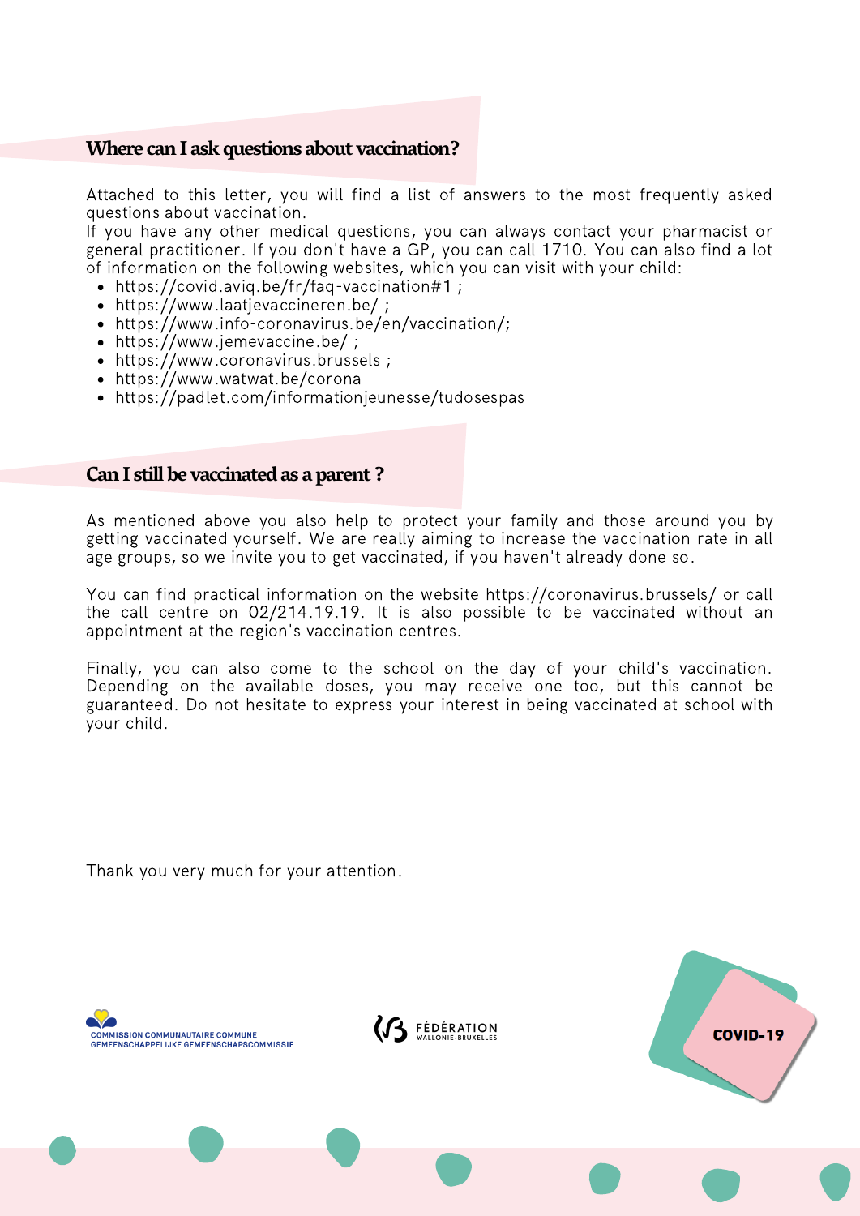## Where can I ask questions about vaccination?

Attached to this letter, you will find a list of answers to the most frequently asked questions about vaccination.
If you have any other medical questions, you can always contact your pharmacist or general practitioner. If you don't have a GP, you can call 1710. You can also find a lot of information on the following websites, which you can visit with your child:

- https://covid.aviq.be/fr/faq-vaccination#1 ;
- https://www.laatjevaccineren.be/ ;
- https://www.info-coronavirus.be/en/vaccination/;
- https://www.jemevaccine.be/ ;
- https://www.coronavirus.brussels ;
- https://www.watwat.be/corona
- https://padlet.com/informationjeunesse/tudosespas

## Can I still be vaccinated as a parent ?

As mentioned above you also help to protect your family and those around you by getting vaccinated yourself. We are really aiming to increase the vaccination rate in all age groups, so we invite you to get vaccinated, if you haven't already done so.

You can find practical information on the website https://coronavirus.brussels/ or call the call centre on 02/214.19.19. It is also possible to be vaccinated without an appointment at the region's vaccination centres.

Finally, you can also come to the school on the day of your child's vaccination. Depending on the available doses, you may receive one too, but this cannot be guaranteed. Do not hesitate to express your interest in being vaccinated at school with your child.

Thank you very much for your attention.

COMMISSION COMMUNAUTAIRE COMMUNE
GEMEENSCHAPPELIJKE GEMEENSCHAPSCOMMISSIE

FÉDÉRATION WALLONIE-BRUXELLES

COVID-19